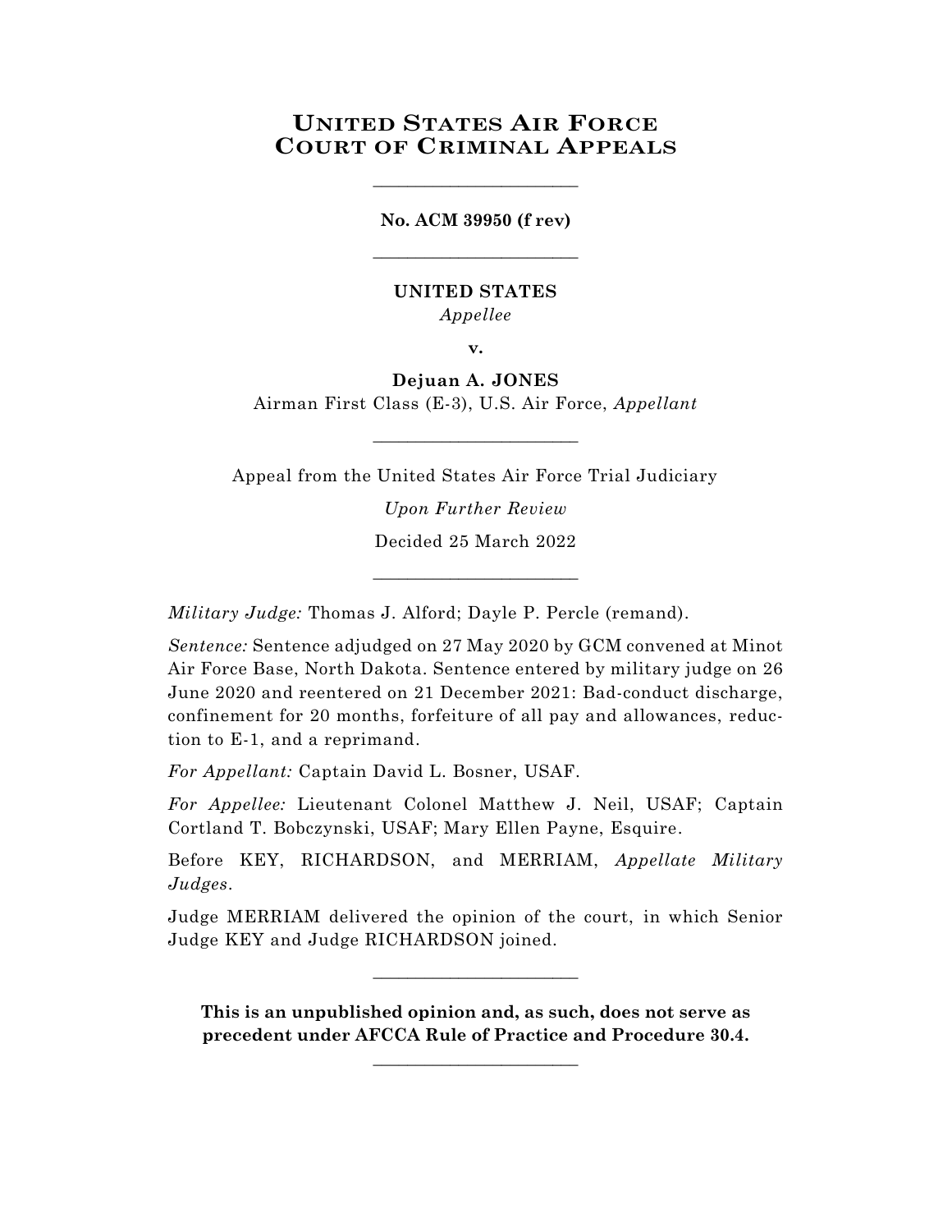# UNITED STATES AIR FORCE COURT OF CRIMINAL APPEALS

---

**No. ACM 39950 (f rev)**

---

**UNITED STATES**
*Appellee*

**v.**

**Dejuan A. JONES**
Airman First Class (E-3), U.S. Air Force, *Appellant*

---

Appeal from the United States Air Force Trial Judiciary

*Upon Further Review*

Decided 25 March 2022

---

*Military Judge:* Thomas J. Alford; Dayle P. Percle (remand).

*Sentence:* Sentence adjudged on 27 May 2020 by GCM convened at Minot Air Force Base, North Dakota. Sentence entered by military judge on 26 June 2020 and reentered on 21 December 2021: Bad-conduct discharge, confinement for 20 months, forfeiture of all pay and allowances, reduction to E-1, and a reprimand.

*For Appellant:* Captain David L. Bosner, USAF.

*For Appellee:* Lieutenant Colonel Matthew J. Neil, USAF; Captain Cortland T. Bobczynski, USAF; Mary Ellen Payne, Esquire.

Before KEY, RICHARDSON, and MERRIAM, *Appellate Military Judges*.

Judge MERRIAM delivered the opinion of the court, in which Senior Judge KEY and Judge RICHARDSON joined.

---

**This is an unpublished opinion and, as such, does not serve as precedent under AFCCA Rule of Practice and Procedure 30.4.**

---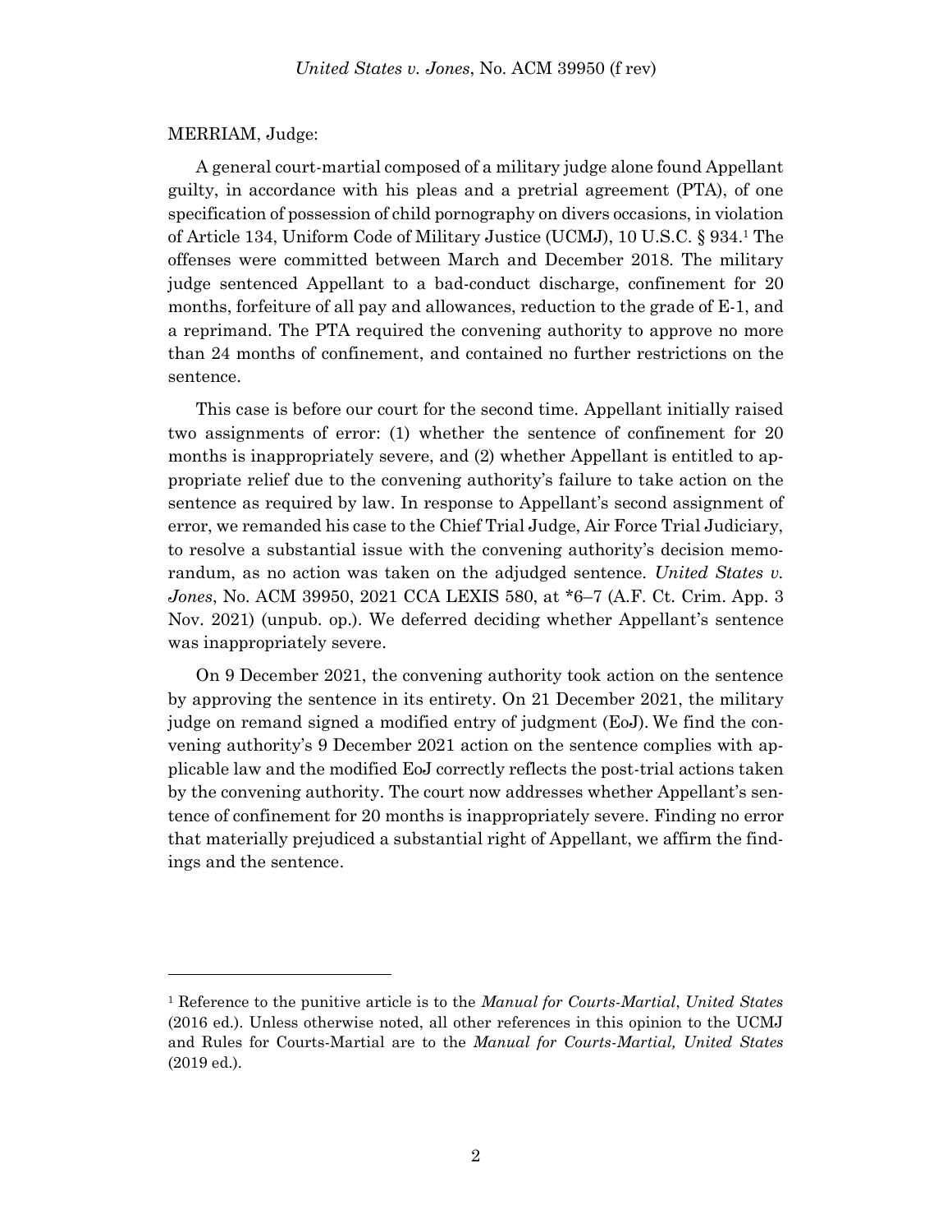MERRIAM, Judge:

A general court-martial composed of a military judge alone found Appellant guilty, in accordance with his pleas and a pretrial agreement (PTA), of one specification of possession of child pornography on divers occasions, in violation of Article 134, Uniform Code of Military Justice (UCMJ), 10 U.S.C. § 934.[1] The offenses were committed between March and December 2018. The military judge sentenced Appellant to a bad-conduct discharge, confinement for 20 months, forfeiture of all pay and allowances, reduction to the grade of E-1, and a reprimand. The PTA required the convening authority to approve no more than 24 months of confinement, and contained no further restrictions on the sentence.

This case is before our court for the second time. Appellant initially raised two assignments of error: (1) whether the sentence of confinement for 20 months is inappropriately severe, and (2) whether Appellant is entitled to appropriate relief due to the convening authority's failure to take action on the sentence as required by law. In response to Appellant's second assignment of error, we remanded his case to the Chief Trial Judge, Air Force Trial Judiciary, to resolve a substantial issue with the convening authority's decision memorandum, as no action was taken on the adjudged sentence. *United States v. Jones*, No. ACM 39950, 2021 CCA LEXIS 580, at *6–7 (A.F. Ct. Crim. App. 3 Nov. 2021) (unpub. op.). We deferred deciding whether Appellant's sentence was inappropriately severe.

On 9 December 2021, the convening authority took action on the sentence by approving the sentence in its entirety. On 21 December 2021, the military judge on remand signed a modified entry of judgment (EoJ). We find the convening authority's 9 December 2021 action on the sentence complies with applicable law and the modified EoJ correctly reflects the post-trial actions taken by the convening authority. The court now addresses whether Appellant's sentence of confinement for 20 months is inappropriately severe. Finding no error that materially prejudiced a substantial right of Appellant, we affirm the findings and the sentence.

---

[1] Reference to the punitive article is to the *Manual for Courts-Martial*, *United States* (2016 ed.). Unless otherwise noted, all other references in this opinion to the UCMJ and Rules for Courts-Martial are to the *Manual for Courts-Martial, United States* (2019 ed.).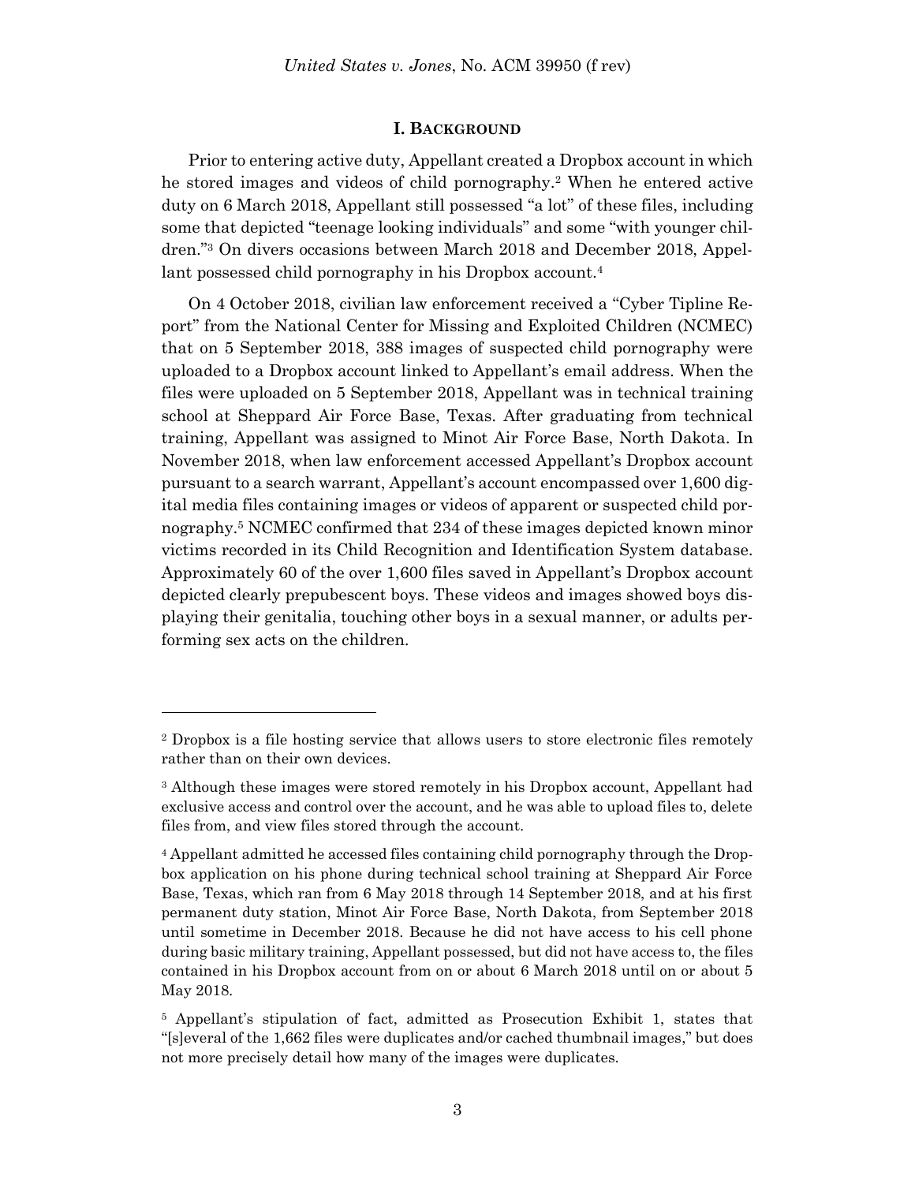## I. BACKGROUND

Prior to entering active duty, Appellant created a Dropbox account in which he stored images and videos of child pornography.[2] When he entered active duty on 6 March 2018, Appellant still possessed "a lot" of these files, including some that depicted "teenage looking individuals" and some "with younger children."[3] On divers occasions between March 2018 and December 2018, Appellant possessed child pornography in his Dropbox account.[4]

On 4 October 2018, civilian law enforcement received a "Cyber Tipline Report" from the National Center for Missing and Exploited Children (NCMEC) that on 5 September 2018, 388 images of suspected child pornography were uploaded to a Dropbox account linked to Appellant's email address. When the files were uploaded on 5 September 2018, Appellant was in technical training school at Sheppard Air Force Base, Texas. After graduating from technical training, Appellant was assigned to Minot Air Force Base, North Dakota. In November 2018, when law enforcement accessed Appellant's Dropbox account pursuant to a search warrant, Appellant's account encompassed over 1,600 digital media files containing images or videos of apparent or suspected child pornography.[5] NCMEC confirmed that 234 of these images depicted known minor victims recorded in its Child Recognition and Identification System database. Approximately 60 of the over 1,600 files saved in Appellant's Dropbox account depicted clearly prepubescent boys. These videos and images showed boys displaying their genitalia, touching other boys in a sexual manner, or adults performing sex acts on the children.

---

[2] Dropbox is a file hosting service that allows users to store electronic files remotely rather than on their own devices.

[3] Although these images were stored remotely in his Dropbox account, Appellant had exclusive access and control over the account, and he was able to upload files to, delete files from, and view files stored through the account.

[4] Appellant admitted he accessed files containing child pornography through the Dropbox application on his phone during technical school training at Sheppard Air Force Base, Texas, which ran from 6 May 2018 through 14 September 2018, and at his first permanent duty station, Minot Air Force Base, North Dakota, from September 2018 until sometime in December 2018. Because he did not have access to his cell phone during basic military training, Appellant possessed, but did not have access to, the files contained in his Dropbox account from on or about 6 March 2018 until on or about 5 May 2018.

[5] Appellant's stipulation of fact, admitted as Prosecution Exhibit 1, states that "[s]everal of the 1,662 files were duplicates and/or cached thumbnail images," but does not more precisely detail how many of the images were duplicates.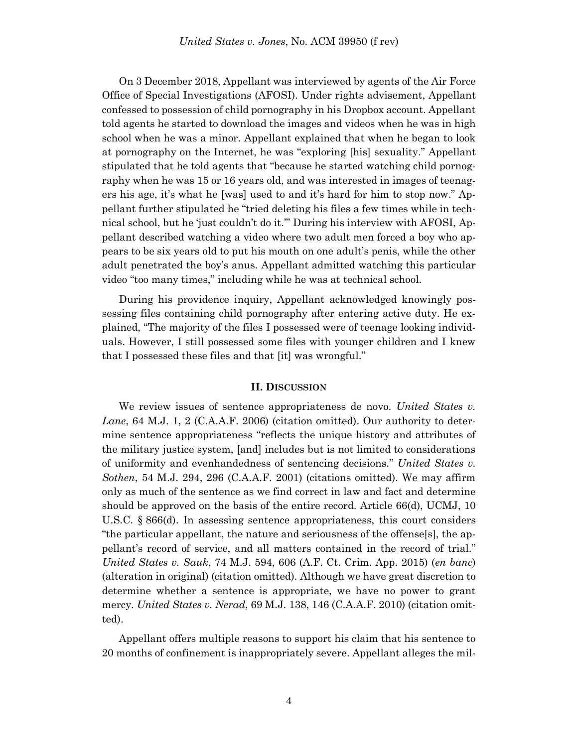On 3 December 2018, Appellant was interviewed by agents of the Air Force Office of Special Investigations (AFOSI). Under rights advisement, Appellant confessed to possession of child pornography in his Dropbox account. Appellant told agents he started to download the images and videos when he was in high school when he was a minor. Appellant explained that when he began to look at pornography on the Internet, he was "exploring [his] sexuality." Appellant stipulated that he told agents that "because he started watching child pornography when he was 15 or 16 years old, and was interested in images of teenagers his age, it's what he [was] used to and it's hard for him to stop now." Appellant further stipulated he "tried deleting his files a few times while in technical school, but he 'just couldn't do it.'" During his interview with AFOSI, Appellant described watching a video where two adult men forced a boy who appears to be six years old to put his mouth on one adult's penis, while the other adult penetrated the boy's anus. Appellant admitted watching this particular video "too many times," including while he was at technical school.

During his providence inquiry, Appellant acknowledged knowingly possessing files containing child pornography after entering active duty. He explained, "The majority of the files I possessed were of teenage looking individuals. However, I still possessed some files with younger children and I knew that I possessed these files and that [it] was wrongful."

## II. Discussion

We review issues of sentence appropriateness de novo. *United States v. Lane*, 64 M.J. 1, 2 (C.A.A.F. 2006) (citation omitted). Our authority to determine sentence appropriateness "reflects the unique history and attributes of the military justice system, [and] includes but is not limited to considerations of uniformity and evenhandedness of sentencing decisions." *United States v. Sothen*, 54 M.J. 294, 296 (C.A.A.F. 2001) (citations omitted). We may affirm only as much of the sentence as we find correct in law and fact and determine should be approved on the basis of the entire record. Article 66(d), UCMJ, 10 U.S.C. § 866(d). In assessing sentence appropriateness, this court considers "the particular appellant, the nature and seriousness of the offense[s], the appellant's record of service, and all matters contained in the record of trial." *United States v. Sauk*, 74 M.J. 594, 606 (A.F. Ct. Crim. App. 2015) (*en banc*) (alteration in original) (citation omitted). Although we have great discretion to determine whether a sentence is appropriate, we have no power to grant mercy. *United States v. Nerad*, 69 M.J. 138, 146 (C.A.A.F. 2010) (citation omitted).

Appellant offers multiple reasons to support his claim that his sentence to 20 months of confinement is inappropriately severe. Appellant alleges the mil-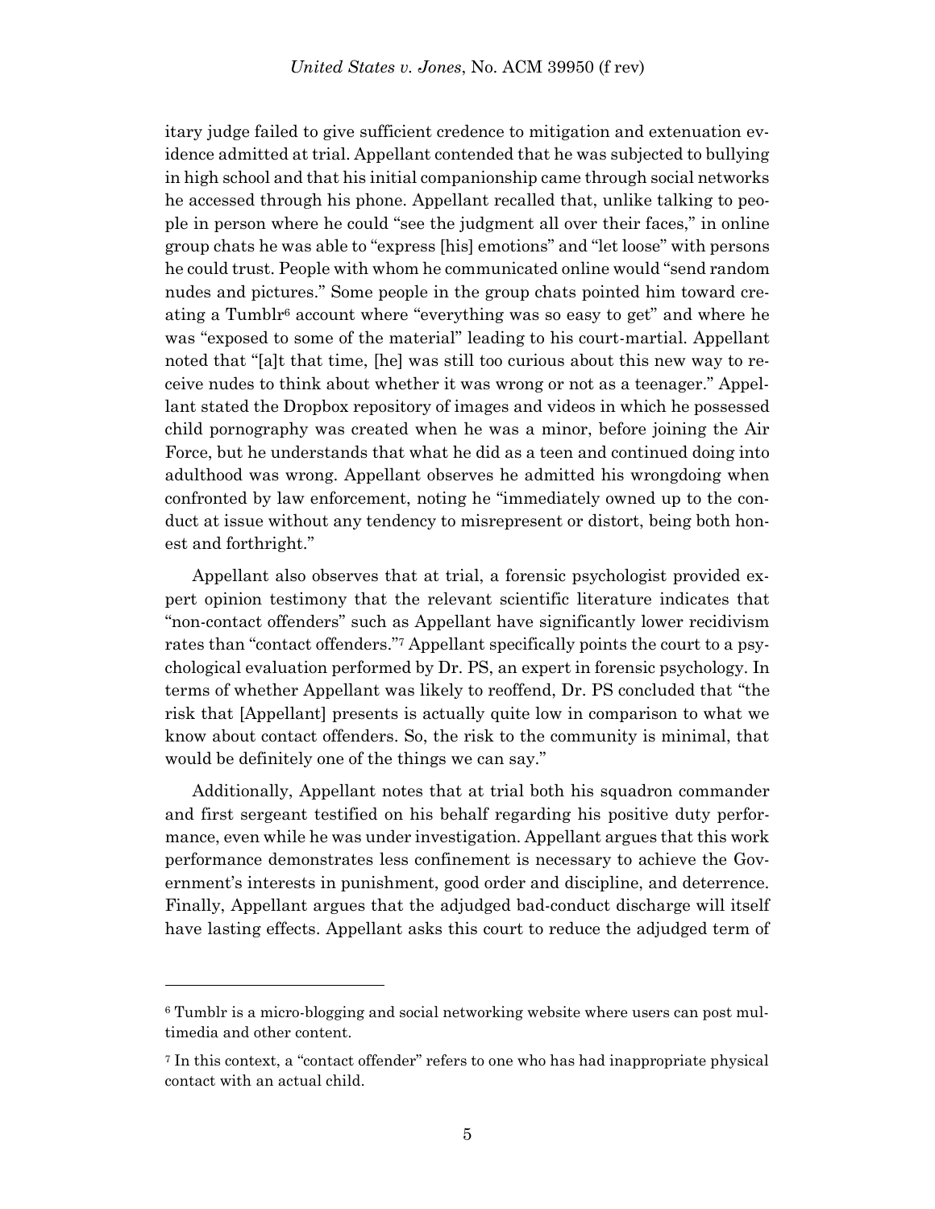itary judge failed to give sufficient credence to mitigation and extenuation evidence admitted at trial. Appellant contended that he was subjected to bullying in high school and that his initial companionship came through social networks he accessed through his phone. Appellant recalled that, unlike talking to people in person where he could "see the judgment all over their faces," in online group chats he was able to "express [his] emotions" and "let loose" with persons he could trust. People with whom he communicated online would "send random nudes and pictures." Some people in the group chats pointed him toward creating a Tumblr[6] account where "everything was so easy to get" and where he was "exposed to some of the material" leading to his court-martial. Appellant noted that "[a]t that time, [he] was still too curious about this new way to receive nudes to think about whether it was wrong or not as a teenager." Appellant stated the Dropbox repository of images and videos in which he possessed child pornography was created when he was a minor, before joining the Air Force, but he understands that what he did as a teen and continued doing into adulthood was wrong. Appellant observes he admitted his wrongdoing when confronted by law enforcement, noting he "immediately owned up to the conduct at issue without any tendency to misrepresent or distort, being both honest and forthright."

Appellant also observes that at trial, a forensic psychologist provided expert opinion testimony that the relevant scientific literature indicates that "non-contact offenders" such as Appellant have significantly lower recidivism rates than "contact offenders."[7] Appellant specifically points the court to a psychological evaluation performed by Dr. PS, an expert in forensic psychology. In terms of whether Appellant was likely to reoffend, Dr. PS concluded that "the risk that [Appellant] presents is actually quite low in comparison to what we know about contact offenders. So, the risk to the community is minimal, that would be definitely one of the things we can say."

Additionally, Appellant notes that at trial both his squadron commander and first sergeant testified on his behalf regarding his positive duty performance, even while he was under investigation. Appellant argues that this work performance demonstrates less confinement is necessary to achieve the Government's interests in punishment, good order and discipline, and deterrence. Finally, Appellant argues that the adjudged bad-conduct discharge will itself have lasting effects. Appellant asks this court to reduce the adjudged term of

---

[6] Tumblr is a micro-blogging and social networking website where users can post multimedia and other content.

[7] In this context, a "contact offender" refers to one who has had inappropriate physical contact with an actual child.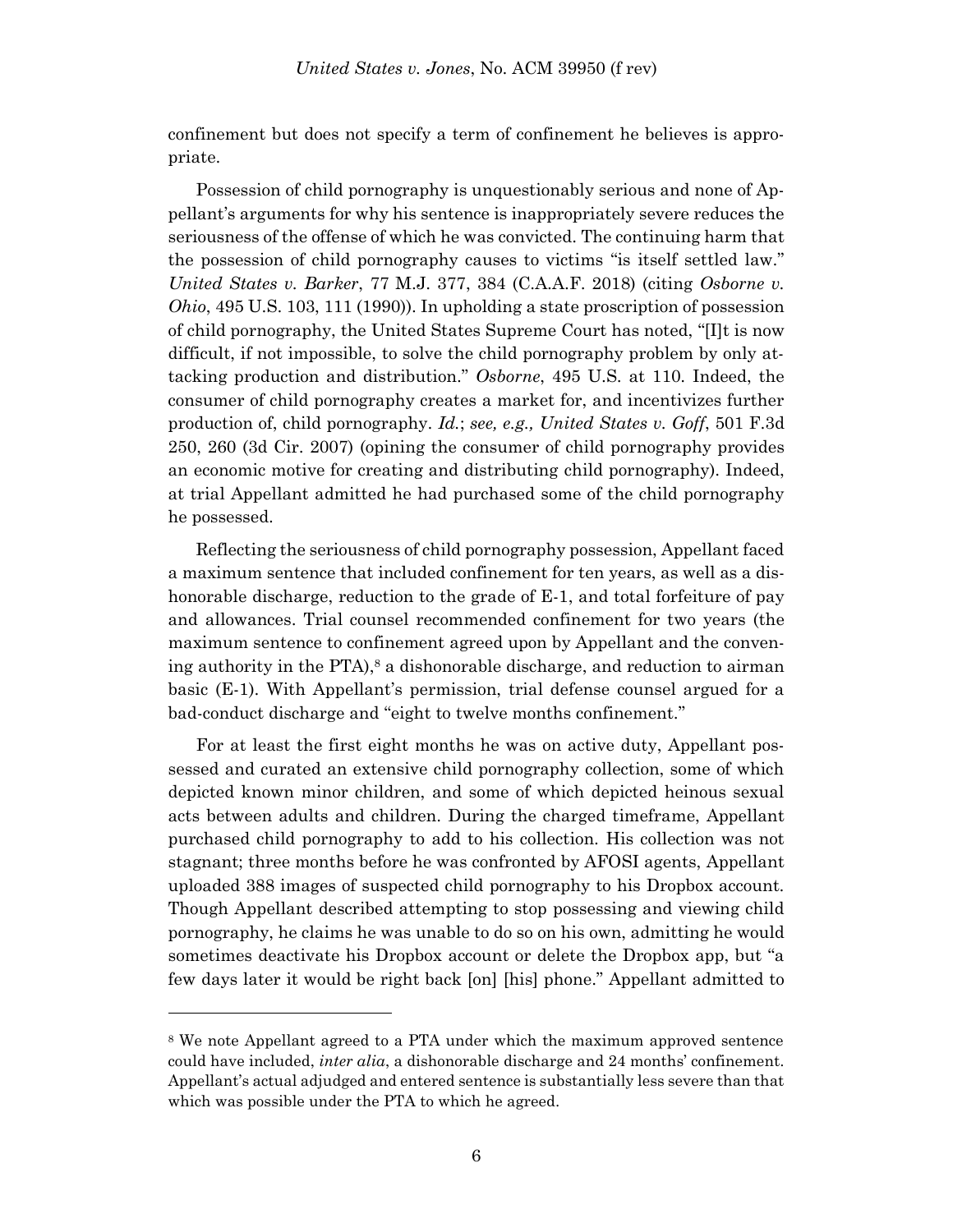confinement but does not specify a term of confinement he believes is appropriate.

Possession of child pornography is unquestionably serious and none of Appellant's arguments for why his sentence is inappropriately severe reduces the seriousness of the offense of which he was convicted. The continuing harm that the possession of child pornography causes to victims "is itself settled law." *United States v. Barker*, 77 M.J. 377, 384 (C.A.A.F. 2018) (citing *Osborne v. Ohio*, 495 U.S. 103, 111 (1990)). In upholding a state proscription of possession of child pornography, the United States Supreme Court has noted, "[I]t is now difficult, if not impossible, to solve the child pornography problem by only attacking production and distribution." *Osborne*, 495 U.S. at 110. Indeed, the consumer of child pornography creates a market for, and incentivizes further production of, child pornography. *Id.*; *see, e.g., United States v. Goff*, 501 F.3d 250, 260 (3d Cir. 2007) (opining the consumer of child pornography provides an economic motive for creating and distributing child pornography). Indeed, at trial Appellant admitted he had purchased some of the child pornography he possessed.

Reflecting the seriousness of child pornography possession, Appellant faced a maximum sentence that included confinement for ten years, as well as a dishonorable discharge, reduction to the grade of E-1, and total forfeiture of pay and allowances. Trial counsel recommended confinement for two years (the maximum sentence to confinement agreed upon by Appellant and the convening authority in the PTA),[8] a dishonorable discharge, and reduction to airman basic (E-1). With Appellant's permission, trial defense counsel argued for a bad-conduct discharge and "eight to twelve months confinement."

For at least the first eight months he was on active duty, Appellant possessed and curated an extensive child pornography collection, some of which depicted known minor children, and some of which depicted heinous sexual acts between adults and children. During the charged timeframe, Appellant purchased child pornography to add to his collection. His collection was not stagnant; three months before he was confronted by AFOSI agents, Appellant uploaded 388 images of suspected child pornography to his Dropbox account. Though Appellant described attempting to stop possessing and viewing child pornography, he claims he was unable to do so on his own, admitting he would sometimes deactivate his Dropbox account or delete the Dropbox app, but "a few days later it would be right back [on] [his] phone." Appellant admitted to

---

[8] We note Appellant agreed to a PTA under which the maximum approved sentence could have included, *inter alia*, a dishonorable discharge and 24 months' confinement. Appellant's actual adjudged and entered sentence is substantially less severe than that which was possible under the PTA to which he agreed.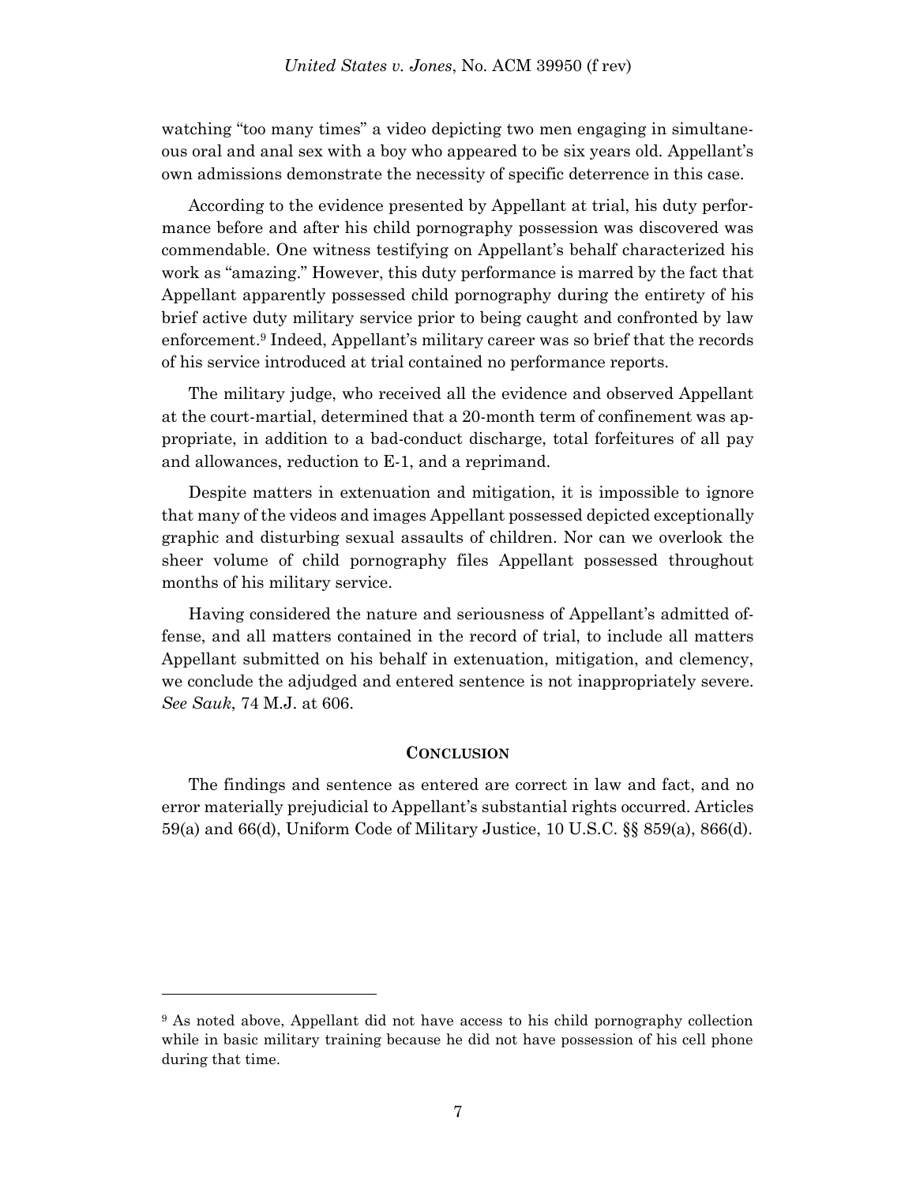watching "too many times" a video depicting two men engaging in simultaneous oral and anal sex with a boy who appeared to be six years old. Appellant's own admissions demonstrate the necessity of specific deterrence in this case.

According to the evidence presented by Appellant at trial, his duty performance before and after his child pornography possession was discovered was commendable. One witness testifying on Appellant's behalf characterized his work as "amazing." However, this duty performance is marred by the fact that Appellant apparently possessed child pornography during the entirety of his brief active duty military service prior to being caught and confronted by law enforcement.[9] Indeed, Appellant's military career was so brief that the records of his service introduced at trial contained no performance reports.

The military judge, who received all the evidence and observed Appellant at the court-martial, determined that a 20-month term of confinement was appropriate, in addition to a bad-conduct discharge, total forfeitures of all pay and allowances, reduction to E-1, and a reprimand.

Despite matters in extenuation and mitigation, it is impossible to ignore that many of the videos and images Appellant possessed depicted exceptionally graphic and disturbing sexual assaults of children. Nor can we overlook the sheer volume of child pornography files Appellant possessed throughout months of his military service.

Having considered the nature and seriousness of Appellant's admitted offense, and all matters contained in the record of trial, to include all matters Appellant submitted on his behalf in extenuation, mitigation, and clemency, we conclude the adjudged and entered sentence is not inappropriately severe. *See Sauk*, 74 M.J. at 606.

## CONCLUSION

The findings and sentence as entered are correct in law and fact, and no error materially prejudicial to Appellant's substantial rights occurred. Articles 59(a) and 66(d), Uniform Code of Military Justice, 10 U.S.C. §§ 859(a), 866(d).

---

[9] As noted above, Appellant did not have access to his child pornography collection while in basic military training because he did not have possession of his cell phone during that time.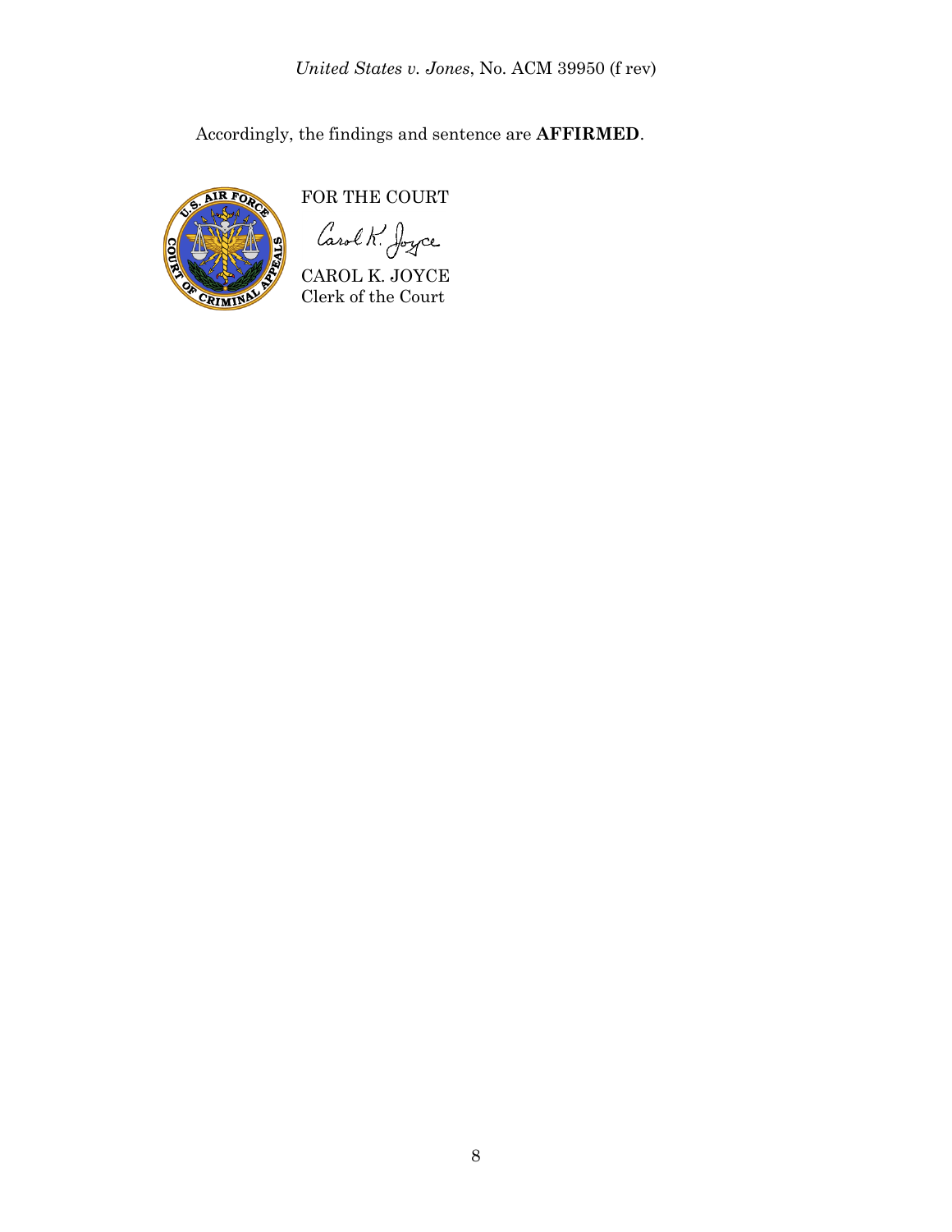Accordingly, the findings and sentence are **AFFIRMED**.

FOR THE COURT

CAROL K. JOYCE
Clerk of the Court